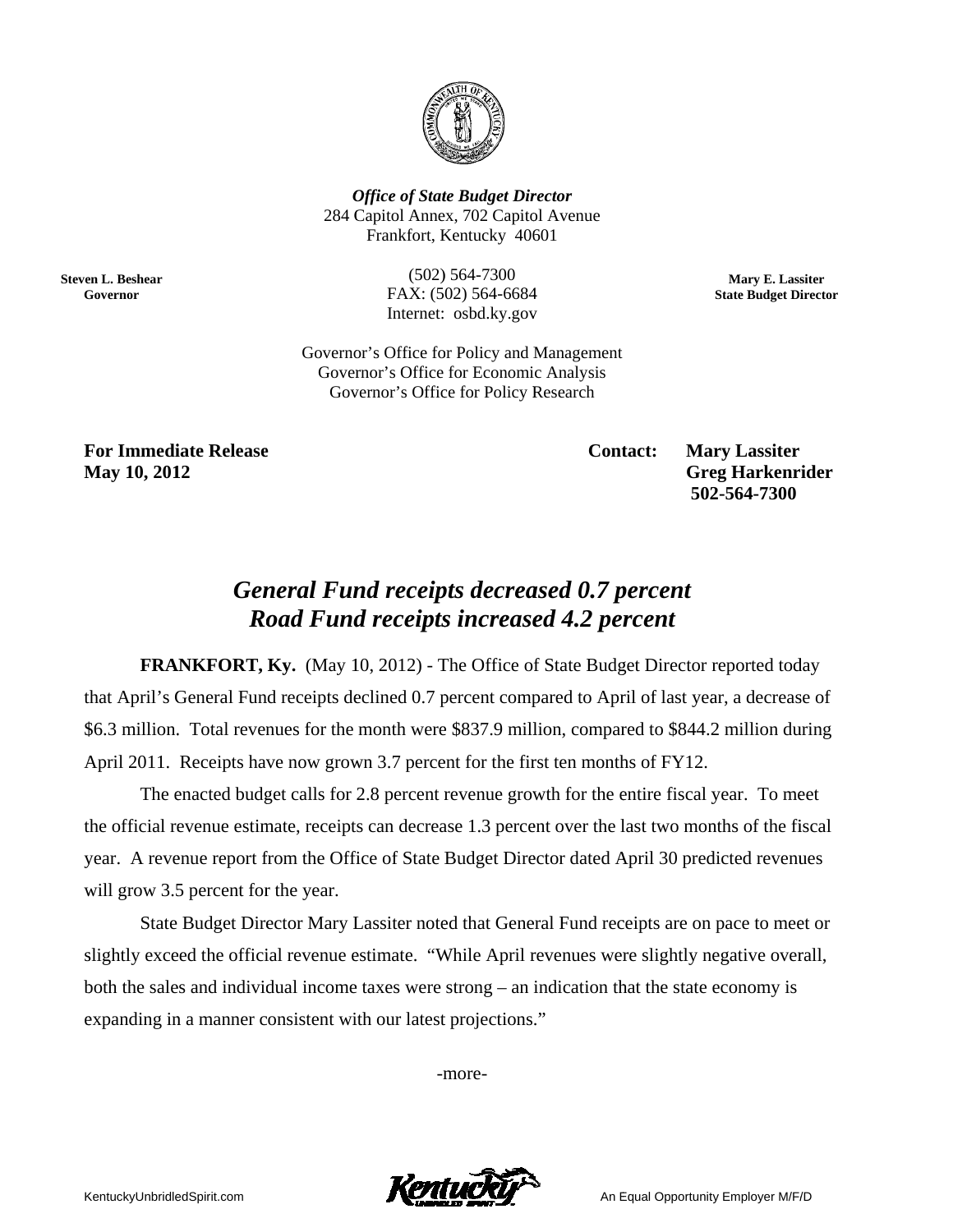*Office of State Budget Director*
284 Capitol Annex, 702 Capitol Avenue
Frankfort, Kentucky 40601

**Steven L. Beshear**
**Governor**

(502) 564-7300
FAX: (502) 564-6684
Internet: osbd.ky.gov

**Mary E. Lassiter**
**State Budget Director**

Governor's Office for Policy and Management
Governor's Office for Economic Analysis
Governor's Office for Policy Research

**For Immediate Release**
**May 10, 2012**

**Contact: Mary Lassiter**
**Greg Harkenrider**
**502-564-7300**

# *General Fund receipts decreased 0.7 percent*
# *Road Fund receipts increased 4.2 percent*

**FRANKFORT, Ky.** (May 10, 2012) - The Office of State Budget Director reported today that April's General Fund receipts declined 0.7 percent compared to April of last year, a decrease of \$6.3 million. Total revenues for the month were \$837.9 million, compared to \$844.2 million during April 2011. Receipts have now grown 3.7 percent for the first ten months of FY12.

The enacted budget calls for 2.8 percent revenue growth for the entire fiscal year. To meet the official revenue estimate, receipts can decrease 1.3 percent over the last two months of the fiscal year. A revenue report from the Office of State Budget Director dated April 30 predicted revenues will grow 3.5 percent for the year.

State Budget Director Mary Lassiter noted that General Fund receipts are on pace to meet or slightly exceed the official revenue estimate. "While April revenues were slightly negative overall, both the sales and individual income taxes were strong – an indication that the state economy is expanding in a manner consistent with our latest projections."

-more-

KentuckyUnbridledSpirit.com

An Equal Opportunity Employer M/F/D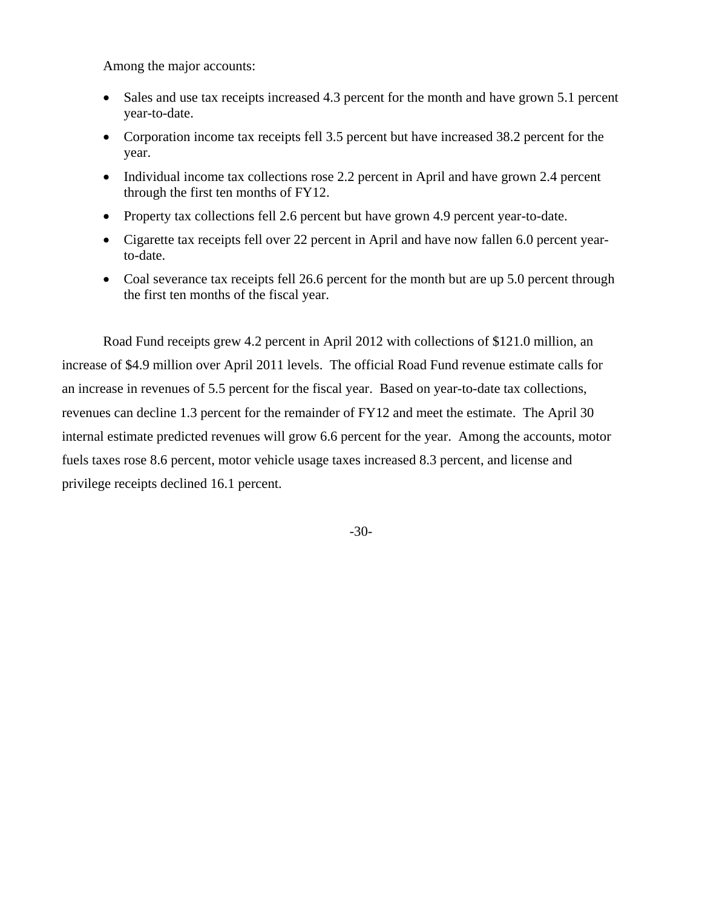Among the major accounts:

- Sales and use tax receipts increased 4.3 percent for the month and have grown 5.1 percent year-to-date.
- Corporation income tax receipts fell 3.5 percent but have increased 38.2 percent for the year.
- Individual income tax collections rose 2.2 percent in April and have grown 2.4 percent through the first ten months of FY12.
- Property tax collections fell 2.6 percent but have grown 4.9 percent year-to-date.
- Cigarette tax receipts fell over 22 percent in April and have now fallen 6.0 percent year-to-date.
- Coal severance tax receipts fell 26.6 percent for the month but are up 5.0 percent through the first ten months of the fiscal year.

Road Fund receipts grew 4.2 percent in April 2012 with collections of $121.0 million, an increase of $4.9 million over April 2011 levels. The official Road Fund revenue estimate calls for an increase in revenues of 5.5 percent for the fiscal year. Based on year-to-date tax collections, revenues can decline 1.3 percent for the remainder of FY12 and meet the estimate. The April 30 internal estimate predicted revenues will grow 6.6 percent for the year. Among the accounts, motor fuels taxes rose 8.6 percent, motor vehicle usage taxes increased 8.3 percent, and license and privilege receipts declined 16.1 percent.

-30-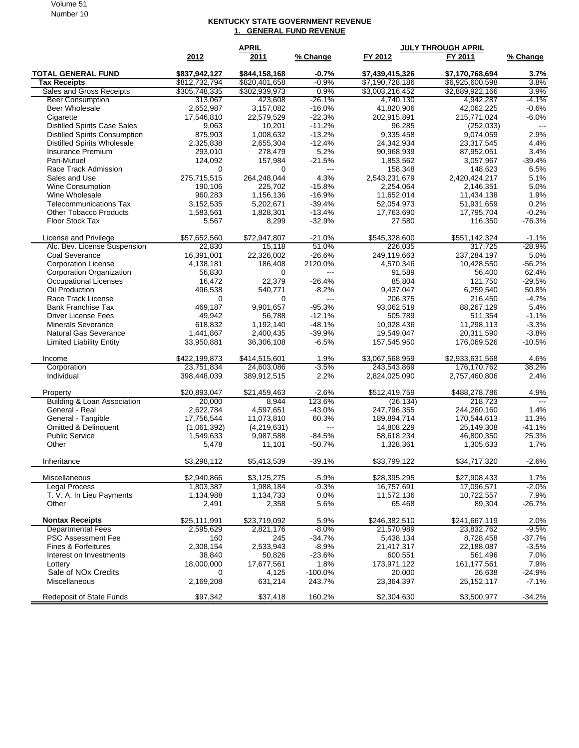## KENTUCKY STATE GOVERNMENT REVENUE

### 1. GENERAL FUND REVENUE

| | APRIL | | | JULY THROUGH APRIL | | |
|---|---|---|---|---|---|---|
| | 2012 | 2011 | % Change | FY 2012 | FY 2011 | % Change |
| **TOTAL GENERAL FUND** | **$837,942,127** | **$844,158,168** | **-0.7%** | **$7,439,415,326** | **$7,170,768,694** | **3.7%** |
| **Tax Receipts** | $812,732,794 | $820,401,658 | -0.9% | $7,190,728,186 | $6,925,600,598 | 3.8% |
| Sales and Gross Receipts | $305,748,335 | $302,939,973 | 0.9% | $3,003,216,452 | $2,889,922,166 | 3.9% |
| Beer Consumption | 313,067 | 423,608 | -26.1% | 4,740,130 | 4,942,287 | -4.1% |
| Beer Wholesale | 2,652,987 | 3,157,082 | -16.0% | 41,820,906 | 42,062,225 | -0.6% |
| Cigarette | 17,546,810 | 22,579,529 | -22.3% | 202,915,891 | 215,771,024 | -6.0% |
| Distilled Spirits Case Sales | 9,063 | 10,201 | -11.2% | 96,285 | (252,033) | --- |
| Distilled Spirits Consumption | 875,903 | 1,008,632 | -13.2% | 9,335,458 | 9,074,059 | 2.9% |
| Distilled Spirits Wholesale | 2,325,838 | 2,655,304 | -12.4% | 24,342,934 | 23,317,545 | 4.4% |
| Insurance Premium | 293,010 | 278,479 | 5.2% | 90,968,939 | 87,952,051 | 3.4% |
| Pari-Mutuel | 124,092 | 157,984 | -21.5% | 1,853,562 | 3,057,967 | -39.4% |
| Race Track Admission | 0 | 0 | --- | 158,348 | 148,623 | 6.5% |
| Sales and Use | 275,715,515 | 264,248,044 | 4.3% | 2,543,231,679 | 2,420,424,217 | 5.1% |
| Wine Consumption | 190,106 | 225,702 | -15.8% | 2,254,064 | 2,146,351 | 5.0% |
| Wine Wholesale | 960,283 | 1,156,136 | -16.9% | 11,652,014 | 11,434,138 | 1.9% |
| Telecommunications Tax | 3,152,535 | 5,202,671 | -39.4% | 52,054,973 | 51,931,659 | 0.2% |
| Other Tobacco Products | 1,583,561 | 1,828,301 | -13.4% | 17,763,690 | 17,795,704 | -0.2% |
| Floor Stock Tax | 5,567 | 8,299 | -32.9% | 27,580 | 116,350 | -76.3% |
| | | | | | | |
| License and Privilege | $57,652,560 | $72,947,807 | -21.0% | $545,328,600 | $551,142,324 | -1.1% |
| Alc. Bev. License Suspension | 22,830 | 15,118 | 51.0% | 226,035 | 317,725 | -28.9% |
| Coal Severance | 16,391,001 | 22,326,002 | -26.6% | 249,119,663 | 237,284,197 | 5.0% |
| Corporation License | 4,138,181 | 186,408 | 2120.0% | 4,570,346 | 10,428,550 | -56.2% |
| Corporation Organization | 56,830 | 0 | --- | 91,589 | 56,400 | 62.4% |
| Occupational Licenses | 16,472 | 22,379 | -26.4% | 85,804 | 121,750 | -29.5% |
| Oil Production | 496,538 | 540,771 | -8.2% | 9,437,047 | 6,259,540 | 50.8% |
| Race Track License | 0 | 0 | --- | 206,375 | 216,450 | -4.7% |
| Bank Franchise Tax | 469,187 | 9,901,657 | -95.3% | 93,062,519 | 88,267,129 | 5.4% |
| Driver License Fees | 49,942 | 56,788 | -12.1% | 505,789 | 511,354 | -1.1% |
| Minerals Severance | 618,832 | 1,192,140 | -48.1% | 10,928,436 | 11,298,113 | -3.3% |
| Natural Gas Severance | 1,441,867 | 2,400,435 | -39.9% | 19,549,047 | 20,311,590 | -3.8% |
| Limited Liability Entity | 33,950,881 | 36,306,108 | -6.5% | 157,545,950 | 176,069,526 | -10.5% |
| | | | | | | |
| Income | $422,199,873 | $414,515,601 | 1.9% | $3,067,568,959 | $2,933,631,568 | 4.6% |
| Corporation | 23,751,834 | 24,603,086 | -3.5% | 243,543,869 | 176,170,762 | 38.2% |
| Individual | 398,448,039 | 389,912,515 | 2.2% | 2,824,025,090 | 2,757,460,806 | 2.4% |
| | | | | | | |
| Property | $20,893,047 | $21,459,463 | -2.6% | $512,419,759 | $488,278,786 | 4.9% |
| Building & Loan Association | 20,000 | 8,944 | 123.6% | (26,134) | 218,723 | --- |
| General - Real | 2,622,784 | 4,597,651 | -43.0% | 247,796,355 | 244,260,160 | 1.4% |
| General - Tangible | 17,756,544 | 11,073,810 | 60.3% | 189,894,714 | 170,544,613 | 11.3% |
| Omitted & Delinquent | (1,061,392) | (4,219,631) | --- | 14,808,229 | 25,149,308 | -41.1% |
| Public Service | 1,549,633 | 9,987,588 | -84.5% | 58,618,234 | 46,800,350 | 25.3% |
| Other | 5,478 | 11,101 | -50.7% | 1,328,361 | 1,305,633 | 1.7% |
| | | | | | | |
| Inheritance | $3,298,112 | $5,413,539 | -39.1% | $33,799,122 | $34,717,320 | -2.6% |
| | | | | | | |
| Miscellaneous | $2,940,866 | $3,125,275 | -5.9% | $28,395,295 | $27,908,433 | 1.7% |
| Legal Process | 1,803,387 | 1,988,184 | -9.3% | 16,757,691 | 17,096,571 | -2.0% |
| T. V. A. In Lieu Payments | 1,134,988 | 1,134,733 | 0.0% | 11,572,136 | 10,722,557 | 7.9% |
| Other | 2,491 | 2,358 | 5.6% | 65,468 | 89,304 | -26.7% |
| | | | | | | |
| **Nontax Receipts** | $25,111,991 | $23,719,092 | 5.9% | $246,382,510 | $241,667,119 | 2.0% |
| Departmental Fees | 2,595,629 | 2,821,176 | -8.0% | 21,570,989 | 23,832,762 | -9.5% |
| PSC Assessment Fee | 160 | 245 | -34.7% | 5,438,134 | 8,728,458 | -37.7% |
| Fines & Forfeitures | 2,308,154 | 2,533,943 | -8.9% | 21,417,317 | 22,188,087 | -3.5% |
| Interest on Investments | 38,840 | 50,826 | -23.6% | 600,551 | 561,496 | 7.0% |
| Lottery | 18,000,000 | 17,677,561 | 1.8% | 173,971,122 | 161,177,561 | 7.9% |
| Sale of NOx Credits | 0 | 4,125 | -100.0% | 20,000 | 26,638 | -24.9% |
| Miscellaneous | 2,169,208 | 631,214 | 243.7% | 23,364,397 | 25,152,117 | -7.1% |
| | | | | | | |
| Redeposit of State Funds | $97,342 | $37,418 | 160.2% | $2,304,630 | $3,500,977 | -34.2% |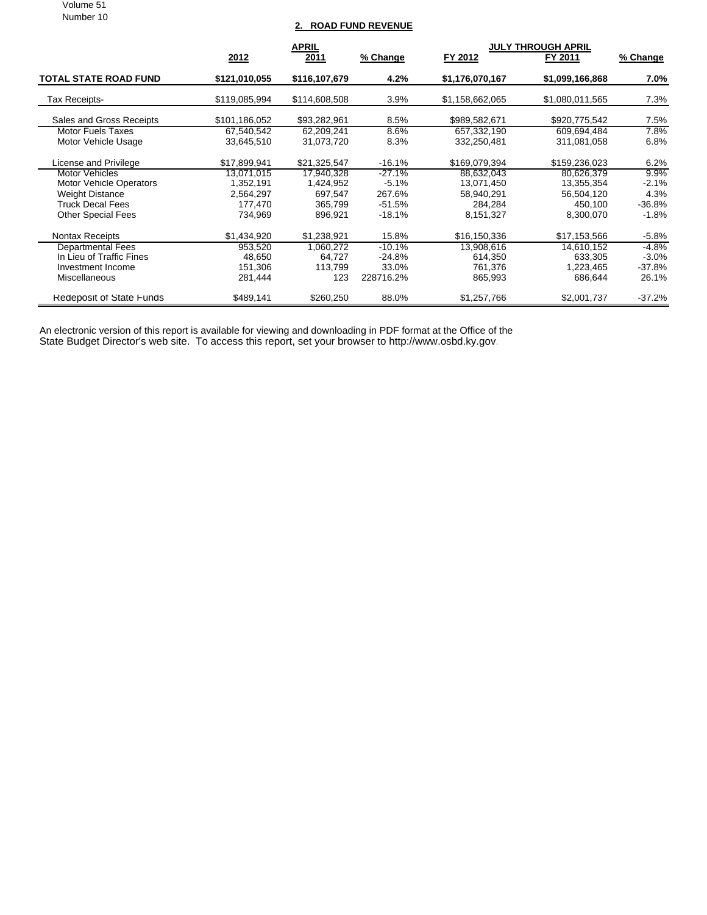## 2. ROAD FUND REVENUE

| | APRIL | | | JULY THROUGH APRIL | | |
|---|---|---|---|---|---|---|
| | 2012 | 2011 | % Change | FY 2012 | FY 2011 | % Change |
| **TOTAL STATE ROAD FUND** | **$121,010,055** | **$116,107,679** | **4.2%** | **$1,176,070,167** | **$1,099,166,868** | **7.0%** |
| Tax Receipts- | $119,085,994 | $114,608,508 | 3.9% | $1,158,662,065 | $1,080,011,565 | 7.3% |
| Sales and Gross Receipts | $101,186,052 | $93,282,961 | 8.5% | $989,582,671 | $920,775,542 | 7.5% |
| Motor Fuels Taxes | 67,540,542 | 62,209,241 | 8.6% | 657,332,190 | 609,694,484 | 7.8% |
| Motor Vehicle Usage | 33,645,510 | 31,073,720 | 8.3% | 332,250,481 | 311,081,058 | 6.8% |
| License and Privilege | $17,899,941 | $21,325,547 | -16.1% | $169,079,394 | $159,236,023 | 6.2% |
| Motor Vehicles | 13,071,015 | 17,940,328 | -27.1% | 88,632,043 | 80,626,379 | 9.9% |
| Motor Vehicle Operators | 1,352,191 | 1,424,952 | -5.1% | 13,071,450 | 13,355,354 | -2.1% |
| Weight Distance | 2,564,297 | 697,547 | 267.6% | 58,940,291 | 56,504,120 | 4.3% |
| Truck Decal Fees | 177,470 | 365,799 | -51.5% | 284,284 | 450,100 | -36.8% |
| Other Special Fees | 734,969 | 896,921 | -18.1% | 8,151,327 | 8,300,070 | -1.8% |
| Nontax Receipts | $1,434,920 | $1,238,921 | 15.8% | $16,150,336 | $17,153,566 | -5.8% |
| Departmental Fees | 953,520 | 1,060,272 | -10.1% | 13,908,616 | 14,610,152 | -4.8% |
| In Lieu of Traffic Fines | 48,650 | 64,727 | -24.8% | 614,350 | 633,305 | -3.0% |
| Investment Income | 151,306 | 113,799 | 33.0% | 761,376 | 1,223,465 | -37.8% |
| Miscellaneous | 281,444 | 123 | 228716.2% | 865,993 | 686,644 | 26.1% |
| Redeposit of State Funds | $489,141 | $260,250 | 88.0% | $1,257,766 | $2,001,737 | -37.2% |

An electronic version of this report is available for viewing and downloading in PDF format at the Office of the State Budget Director's web site. To access this report, set your browser to http://www.osbd.ky.gov.